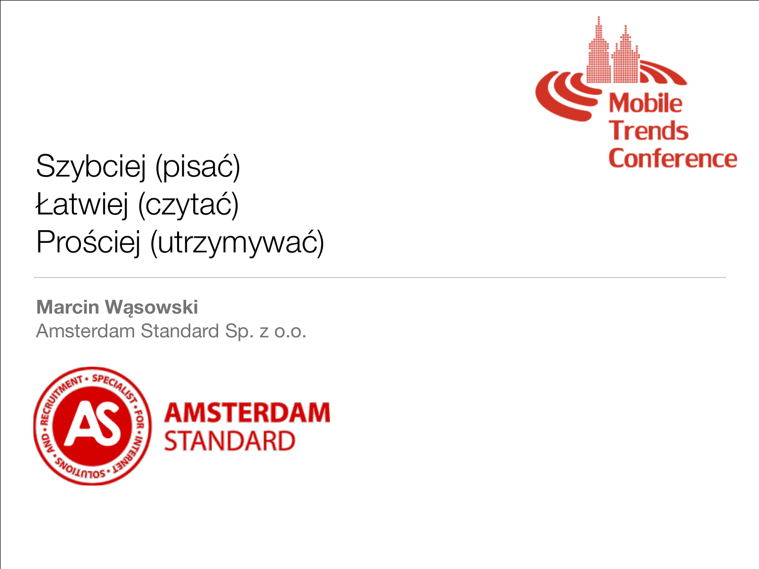# Szybciej (pisać)
# Łatwiej (czytać)
# Prościej (utrzymywać)

**Marcin Wąsowski**
Amsterdam Standard Sp. z o.o.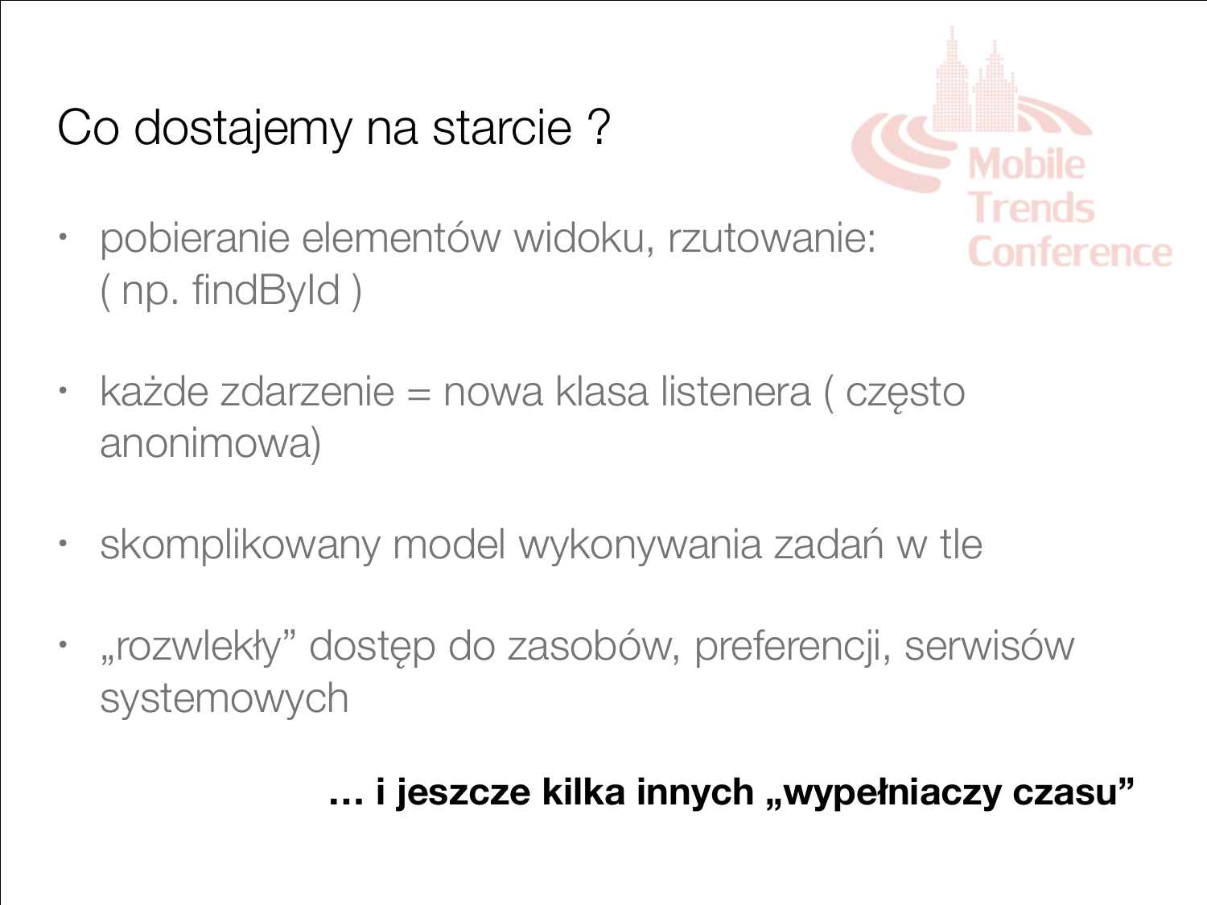# Co dostajemy na starcie ?

- pobieranie elementów widoku, rzutowanie: ( np. findById )
- każde zdarzenie = nowa klasa listenera ( często anonimowa)
- skomplikowany model wykonywania zadań w tle
- „rozwlekły” dostęp do zasobów, preferencji, serwisów systemowych

**… i jeszcze kilka innych „wypełniaczy czasu”**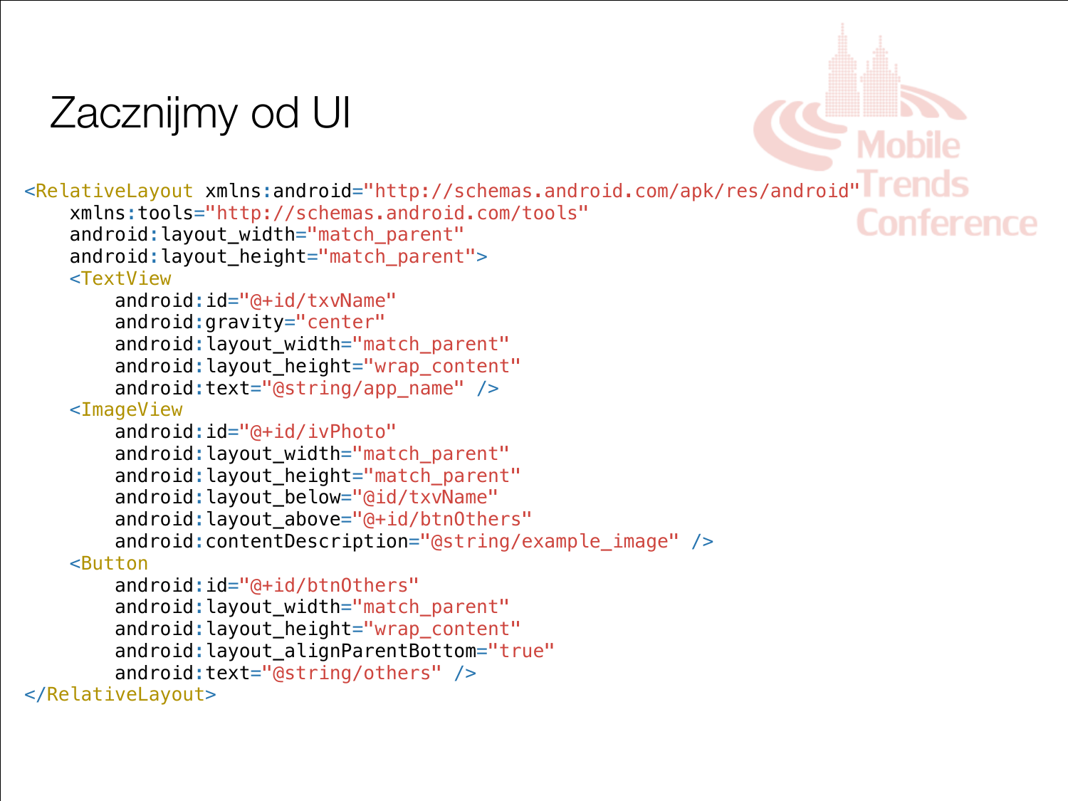# Zacznijmy od UI

```xml
<RelativeLayout xmlns:android="http://schemas.android.com/apk/res/android"
    xmlns:tools="http://schemas.android.com/tools"
    android:layout_width="match_parent"
    android:layout_height="match_parent">
    <TextView
        android:id="@+id/txvName"
        android:gravity="center"
        android:layout_width="match_parent"
        android:layout_height="wrap_content"
        android:text="@string/app_name" />
    <ImageView
        android:id="@+id/ivPhoto"
        android:layout_width="match_parent"
        android:layout_height="match_parent"
        android:layout_below="@id/txvName"
        android:layout_above="@+id/btnOthers"
        android:contentDescription="@string/example_image" />
    <Button
        android:id="@+id/btnOthers"
        android:layout_width="match_parent"
        android:layout_height="wrap_content"
        android:layout_alignParentBottom="true"
        android:text="@string/others" />
</RelativeLayout>
```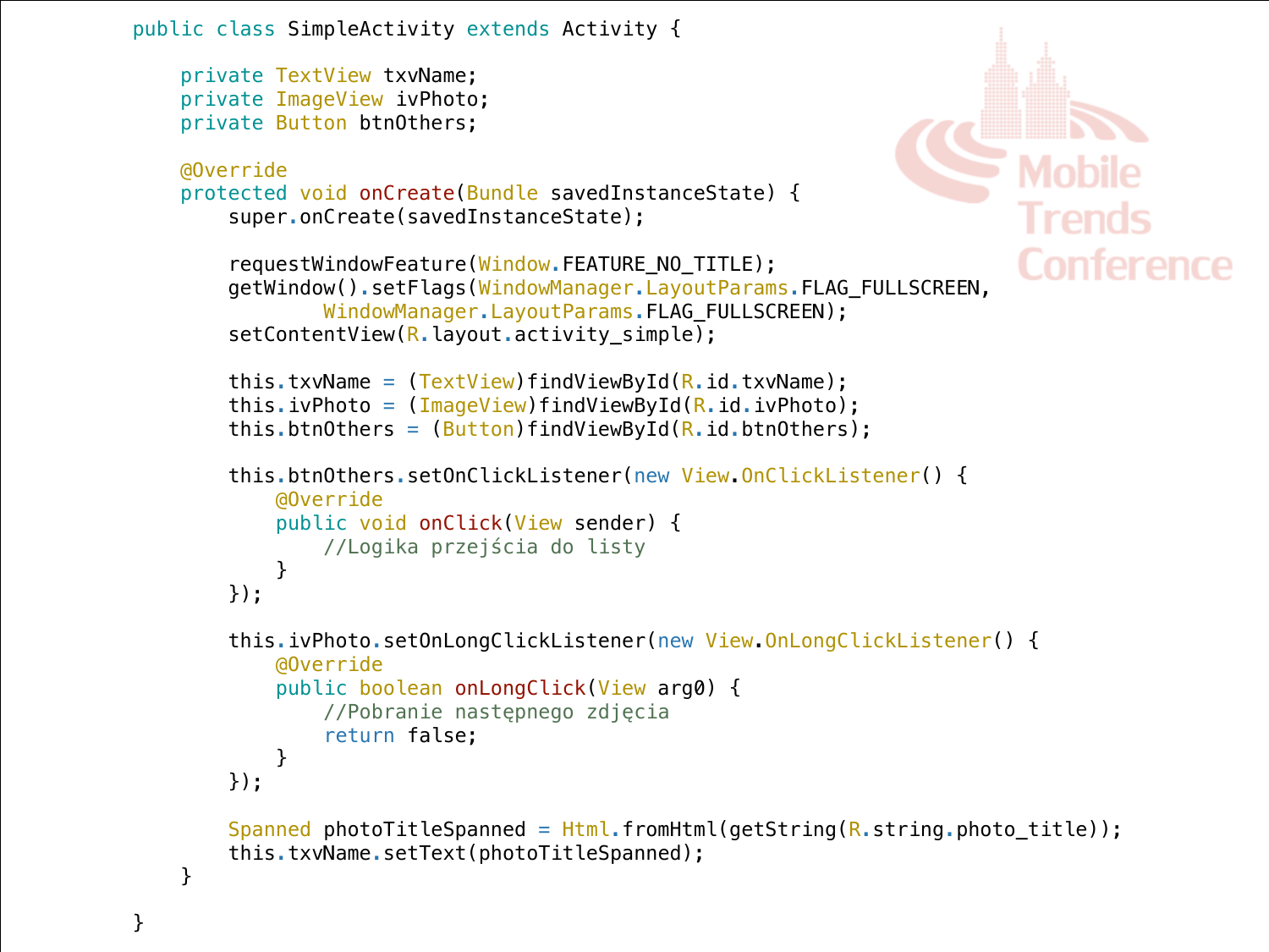```java
public class SimpleActivity extends Activity {

    private TextView txvName;
    private ImageView ivPhoto;
    private Button btnOthers;

    @Override
    protected void onCreate(Bundle savedInstanceState) {
        super.onCreate(savedInstanceState);

        requestWindowFeature(Window.FEATURE_NO_TITLE);
        getWindow().setFlags(WindowManager.LayoutParams.FLAG_FULLSCREEN,
                WindowManager.LayoutParams.FLAG_FULLSCREEN);
        setContentView(R.layout.activity_simple);

        this.txvName = (TextView)findViewById(R.id.txvName);
        this.ivPhoto = (ImageView)findViewById(R.id.ivPhoto);
        this.btnOthers = (Button)findViewById(R.id.btnOthers);

        this.btnOthers.setOnClickListener(new View.OnClickListener() {
            @Override
            public void onClick(View sender) {
                //Logika przejścia do listy
            }
        });

        this.ivPhoto.setOnLongClickListener(new View.OnLongClickListener() {
            @Override
            public boolean onLongClick(View arg0) {
                //Pobranie następnego zdjęcia
                return false;
            }
        });

        Spanned photoTitleSpanned = Html.fromHtml(getString(R.string.photo_title));
        this.txvName.setText(photoTitleSpanned);
    }

}
```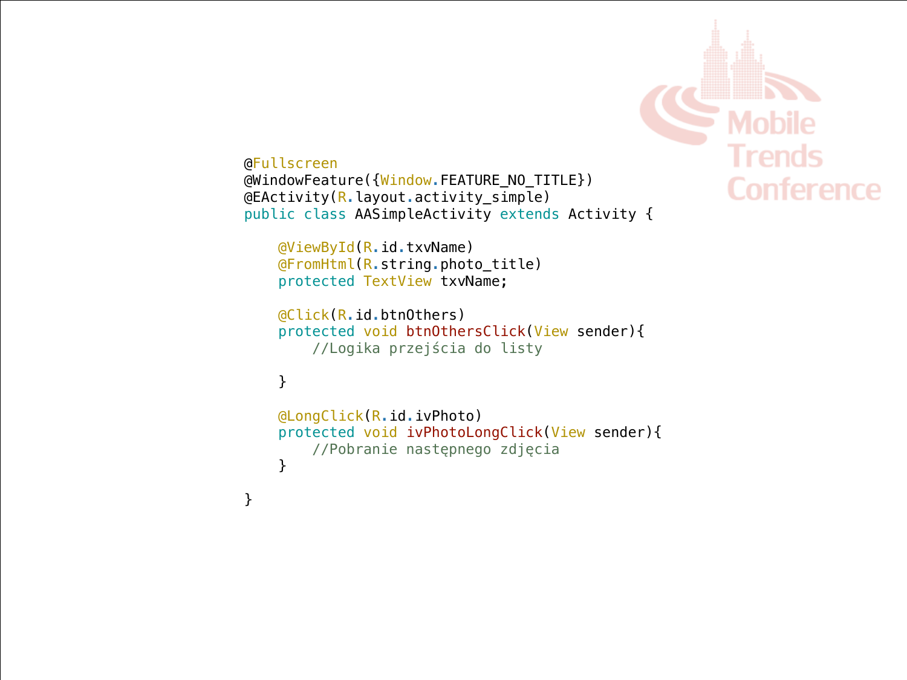```java
@Fullscreen
@WindowFeature({Window.FEATURE_NO_TITLE})
@EActivity(R.layout.activity_simple)
public class AASimpleActivity extends Activity {

    @ViewById(R.id.txvName)
    @FromHtml(R.string.photo_title)
    protected TextView txvName;

    @Click(R.id.btnOthers)
    protected void btnOthersClick(View sender){
        //Logika przejścia do listy

    }

    @LongClick(R.id.ivPhoto)
    protected void ivPhotoLongClick(View sender){
        //Pobranie następnego zdjęcia
    }

}
```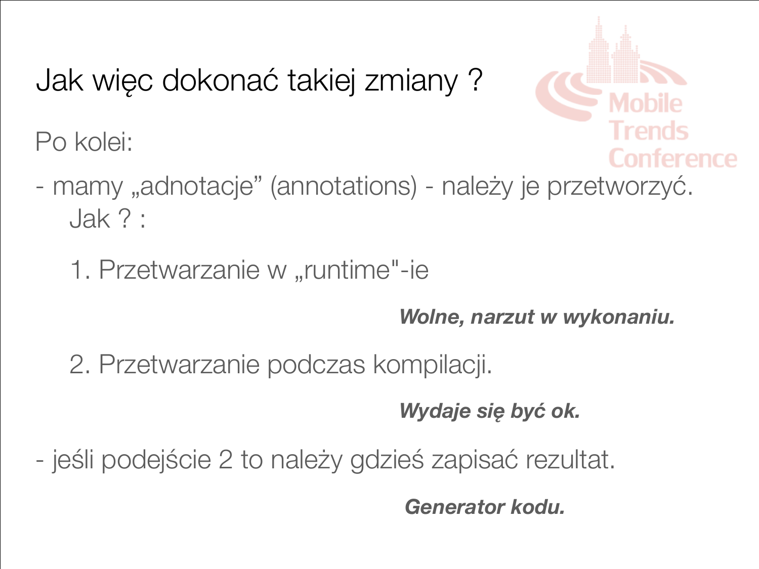# Jak więc dokonać takiej zmiany ?

Po kolei:

- mamy „adnotacje” (annotations) - należy je przetworzyć. Jak ? :

  1. Przetwarzanie w „runtime"-ie

     ***Wolne, narzut w wykonaniu.***

  2. Przetwarzanie podczas kompilacji.

     ***Wydaje się być ok.***

- jeśli podejście 2 to należy gdzieś zapisać rezultat.

  ***Generator kodu.***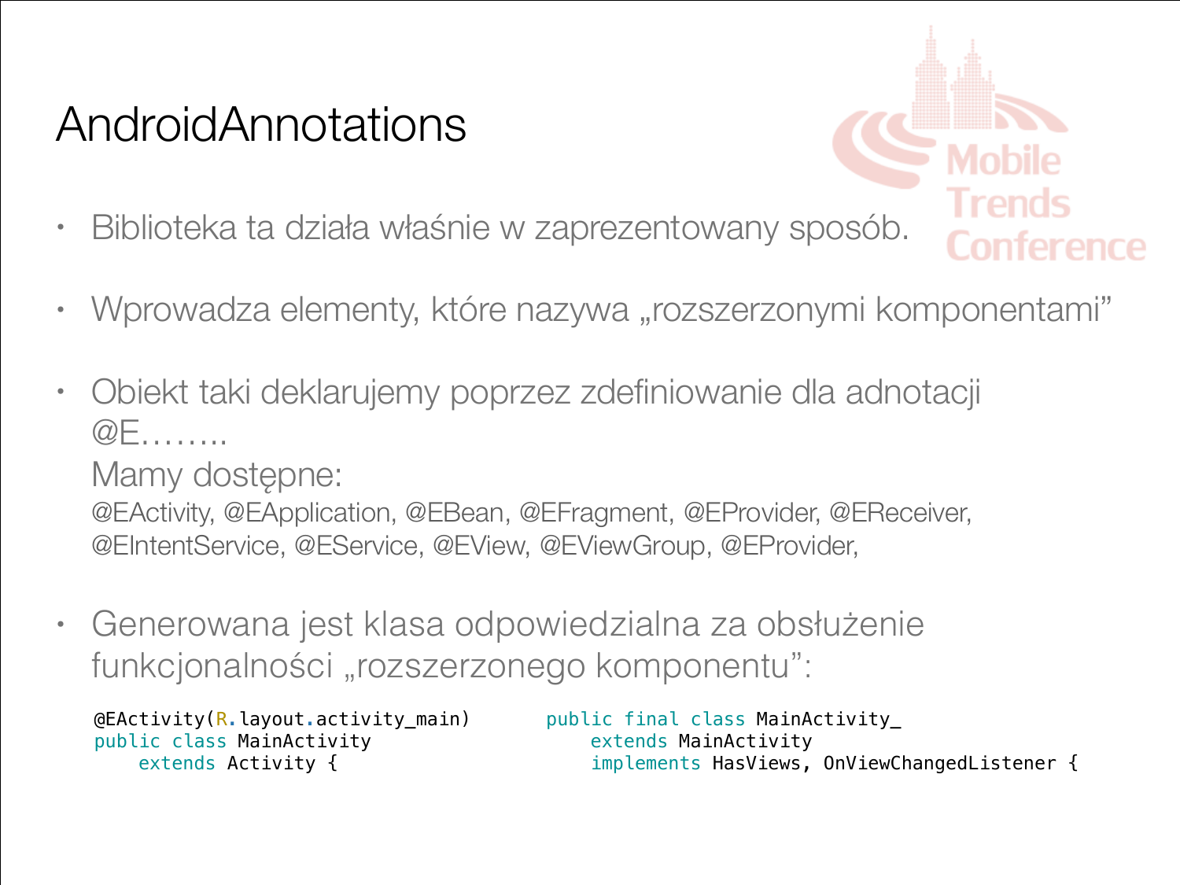# AndroidAnnotations

- Biblioteka ta działa właśnie w zaprezentowany sposób.
- Wprowadza elementy, które nazywa „rozszerzonymi komponentami”
- Obiekt taki deklarujemy poprzez zdefiniowanie dla adnotacji @E……..
  Mamy dostępne:
  @EActivity, @EApplication, @EBean, @EFragment, @EProvider, @EReceiver, @EIntentService, @EService, @EView, @EViewGroup, @EProvider,
- Generowana jest klasa odpowiedzialna za obsłużenie funkcjonalności „rozszerzonego komponentu”:

```
@EActivity(R.layout.activity_main)
public class MainActivity
    extends Activity {
```

```
public final class MainActivity_
    extends MainActivity
    implements HasViews, OnViewChangedListener {
```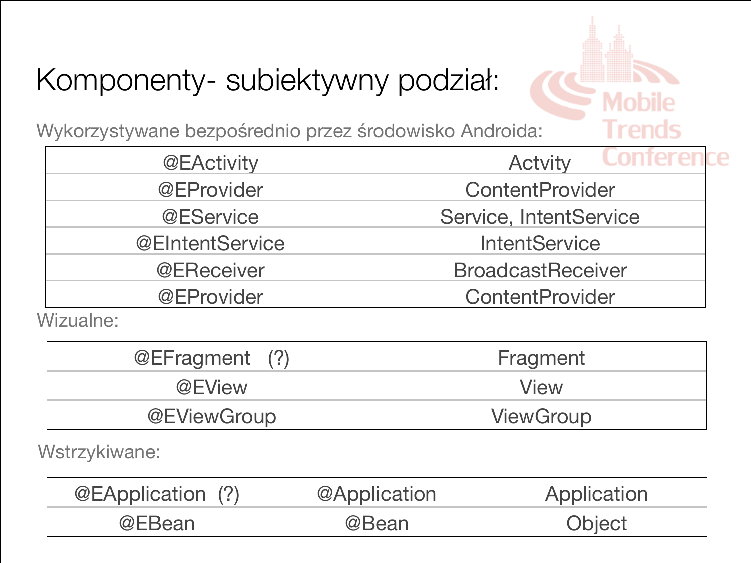# Komponenty- subiektywny podział:

Wykorzystywane bezpośrednio przez środowisko Androida:

| | |
|---|---|
| @EActivity | Actvity |
| @EProvider | ContentProvider |
| @EService | Service, IntentService |
| @EIntentService | IntentService |
| @EReceiver | BroadcastReceiver |
| @EProvider | ContentProvider |

Wizualne:

| | |
|---|---|
| @EFragment (?) | Fragment |
| @EView | View |
| @EViewGroup | ViewGroup |

Wstrzykiwane:

| | | |
|---|---|---|
| @EApplication (?) | @Application | Application |
| @EBean | @Bean | Object |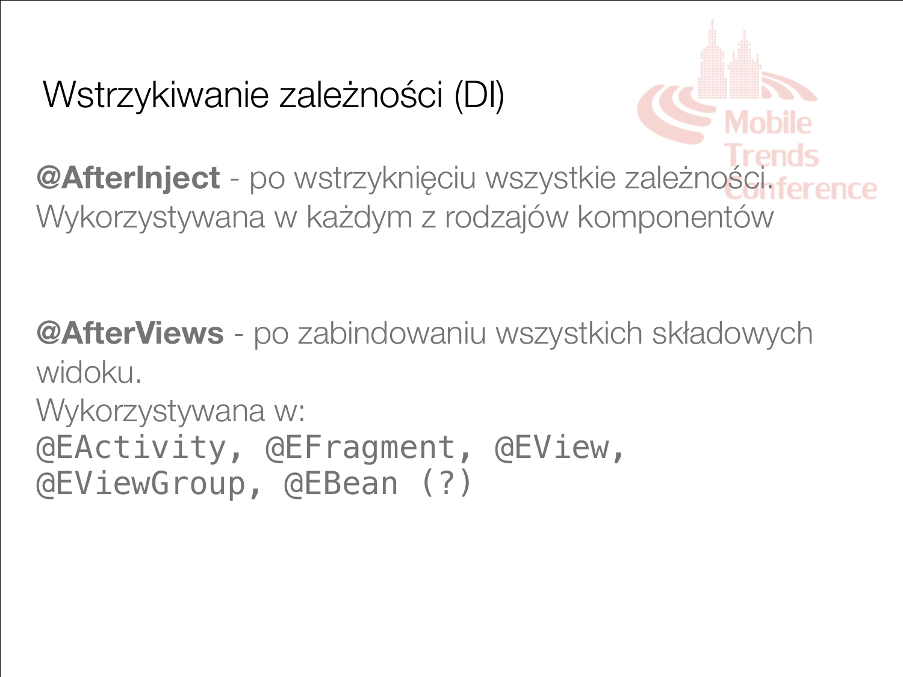# Wstrzykiwanie zależności (DI)

**@AfterInject** - po wstrzyknięciu wszystkie zależności. Wykorzystywana w każdym z rodzajów komponentów

**@AfterViews** - po zabindowaniu wszystkich składowych widoku.
Wykorzystywana w:
`@EActivity, @EFragment, @EView, @EViewGroup, @EBean (?)`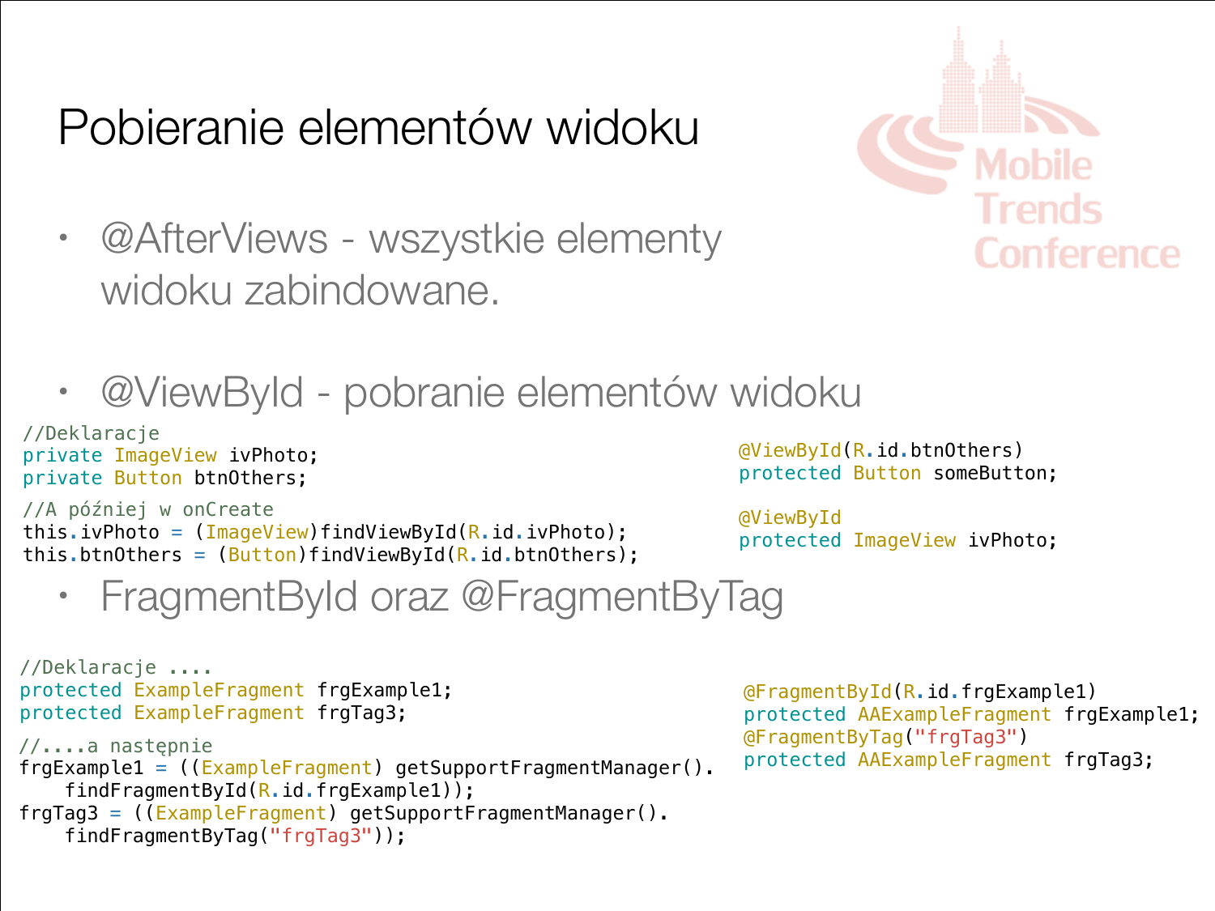# Pobieranie elementów widoku

- @AfterViews - wszystkie elementy widoku zabindowane.

- @ViewById - pobranie elementów widoku

```
//Deklaracje
private ImageView ivPhoto;
private Button btnOthers;

//A później w onCreate
this.ivPhoto = (ImageView)findViewById(R.id.ivPhoto);
this.btnOthers = (Button)findViewById(R.id.btnOthers);
```

```
@ViewById(R.id.btnOthers)
protected Button someButton;

@ViewById
protected ImageView ivPhoto;
```

- FragmentById oraz @FragmentByTag

```
//Deklaracje ....
protected ExampleFragment frgExample1;
protected ExampleFragment frgTag3;

//....a następnie
frgExample1 = ((ExampleFragment) getSupportFragmentManager().
    findFragmentById(R.id.frgExample1));
frgTag3 = ((ExampleFragment) getSupportFragmentManager().
    findFragmentByTag("frgTag3"));
```

```
@FragmentById(R.id.frgExample1)
protected AAExampleFragment frgExample1;
@FragmentByTag("frgTag3")
protected AAExampleFragment frgTag3;
```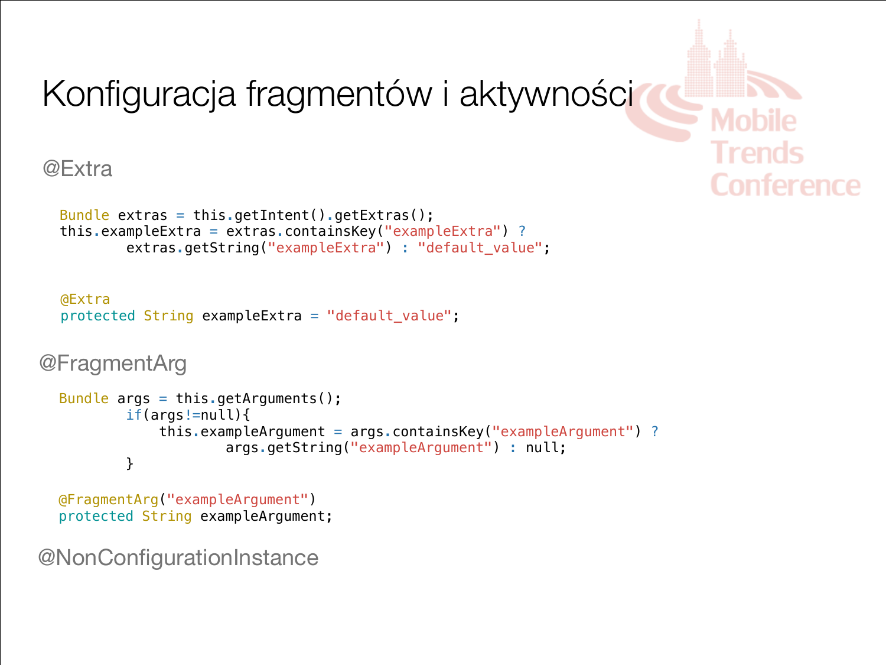# Konfiguracja fragmentów i aktywności

## @Extra

```
Bundle extras = this.getIntent().getExtras();
this.exampleExtra = extras.containsKey("exampleExtra") ?
        extras.getString("exampleExtra") : "default_value";
```

```
@Extra
protected String exampleExtra = "default_value";
```

## @FragmentArg

```
Bundle args = this.getArguments();
        if(args!=null){
            this.exampleArgument = args.containsKey("exampleArgument") ?
                    args.getString("exampleArgument") : null;
        }
```

```
@FragmentArg("exampleArgument")
protected String exampleArgument;
```

## @NonConfigurationInstance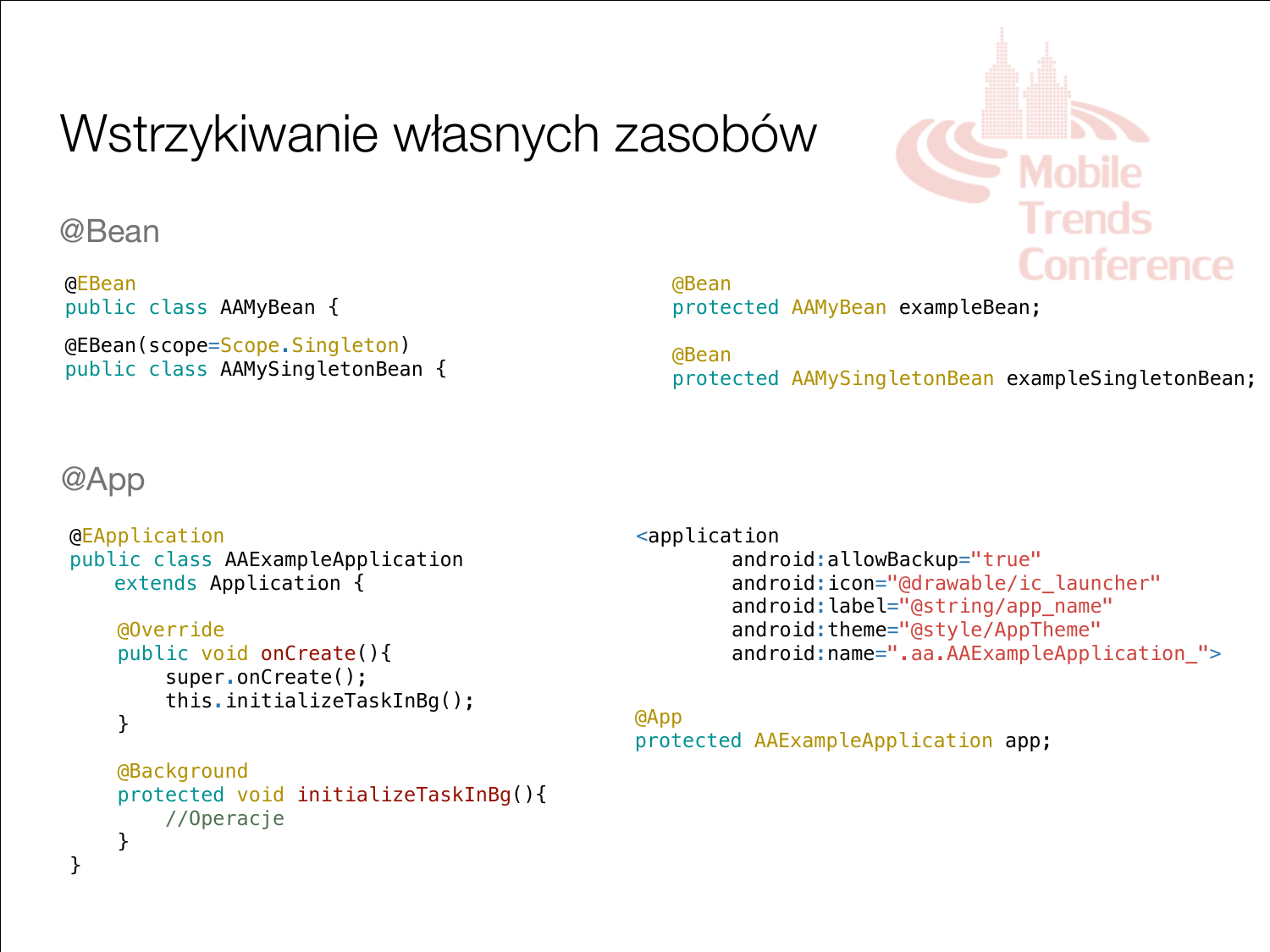# Wstrzykiwanie własnych zasobów

## @Bean

```java
@EBean
public class AAMyBean {

@EBean(scope=Scope.Singleton)
public class AAMySingletonBean {
```

```java
@Bean
protected AAMyBean exampleBean;

@Bean
protected AAMySingletonBean exampleSingletonBean;
```

## @App

```java
@EApplication
public class AAExampleApplication
    extends Application {

    @Override
    public void onCreate(){
        super.onCreate();
        this.initializeTaskInBg();
    }

    @Background
    protected void initializeTaskInBg(){
        //Operacje
    }
}
```

```xml
<application
        android:allowBackup="true"
        android:icon="@drawable/ic_launcher"
        android:label="@string/app_name"
        android:theme="@style/AppTheme"
        android:name=".aa.AAExampleApplication_">
```

```java
@App
protected AAExampleApplication app;
```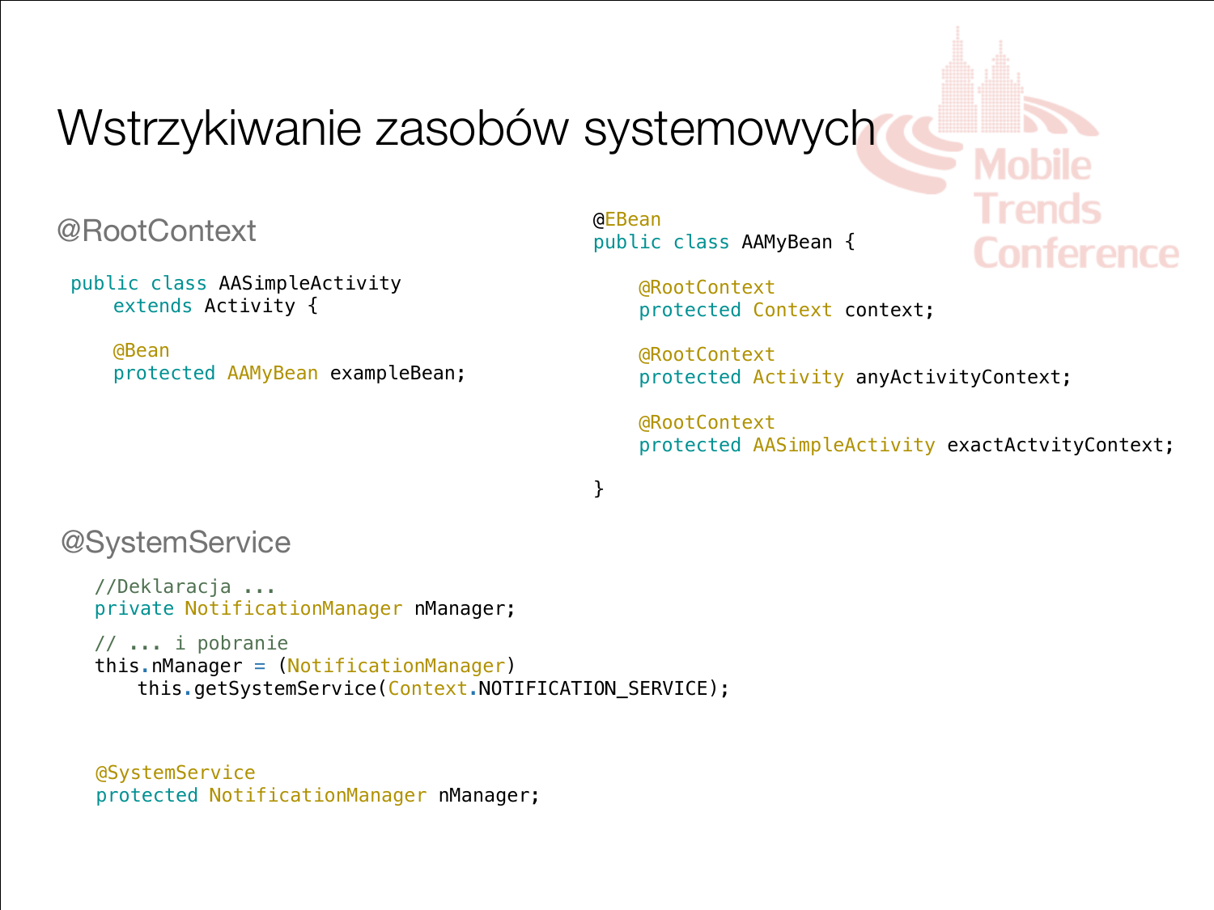# Wstrzykiwanie zasobów systemowych

## @RootContext

```
public class AASimpleActivity
    extends Activity {

    @Bean
    protected AAMyBean exampleBean;
```

```
@EBean
public class AAMyBean {

    @RootContext
    protected Context context;

    @RootContext
    protected Activity anyActivityContext;

    @RootContext
    protected AASimpleActivity exactActvityContext;

}
```

## @SystemService

```
//Deklaracja ...
private NotificationManager nManager;

// ... i pobranie
this.nManager = (NotificationManager)
    this.getSystemService(Context.NOTIFICATION_SERVICE);
```

```
@SystemService
protected NotificationManager nManager;
```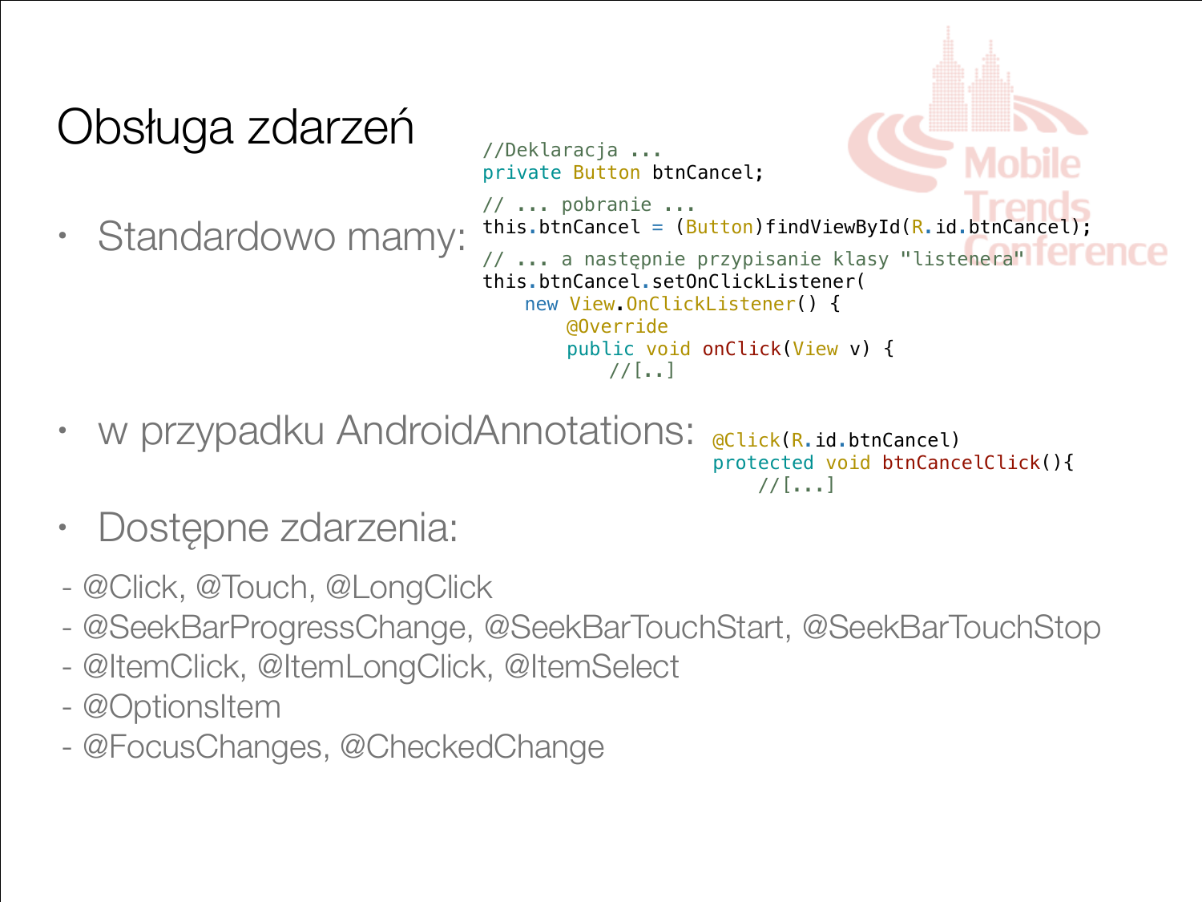# Obsługa zdarzeń

- Standardowo mamy:

```
//Deklaracja ...
private Button btnCancel;
// ... pobranie ...
this.btnCancel = (Button)findViewById(R.id.btnCancel);
// ... a następnie przypisanie klasy "listenera"
this.btnCancel.setOnClickListener(
    new View.OnClickListener() {
        @Override
        public void onClick(View v) {
            //[..]
```

- w przypadku AndroidAnnotations:

```
@Click(R.id.btnCancel)
protected void btnCancelClick(){
    //[...]
```

- Dostępne zdarzenia:

- @Click, @Touch, @LongClick
- @SeekBarProgressChange, @SeekBarTouchStart, @SeekBarTouchStop
- @ItemClick, @ItemLongClick, @ItemSelect
- @OptionsItem
- @FocusChanges, @CheckedChange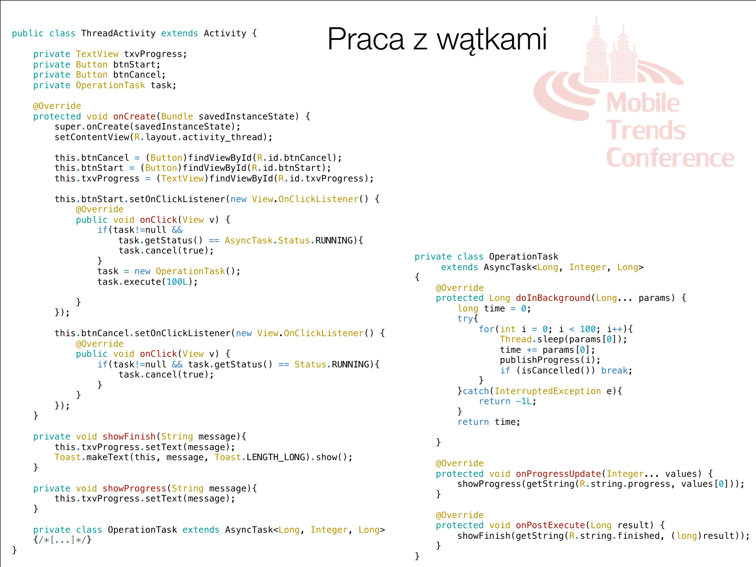# Praca z wątkami

```java
public class ThreadActivity extends Activity {

    private TextView txvProgress;
    private Button btnStart;
    private Button btnCancel;
    private OperationTask task;

    @Override
    protected void onCreate(Bundle savedInstanceState) {
        super.onCreate(savedInstanceState);
        setContentView(R.layout.activity_thread);

        this.btnCancel = (Button)findViewById(R.id.btnCancel);
        this.btnStart = (Button)findViewById(R.id.btnStart);
        this.txvProgress = (TextView)findViewById(R.id.txvProgress);

        this.btnStart.setOnClickListener(new View.OnClickListener() {
            @Override
            public void onClick(View v) {
                if(task!=null &&
                    task.getStatus() == AsyncTask.Status.RUNNING){
                    task.cancel(true);
                }
                task = new OperationTask();
                task.execute(100L);

            }
        });

        this.btnCancel.setOnClickListener(new View.OnClickListener() {
            @Override
            public void onClick(View v) {
                if(task!=null && task.getStatus() == Status.RUNNING){
                    task.cancel(true);
                }
            }
        });
    }

    private void showFinish(String message){
        this.txvProgress.setText(message);
        Toast.makeText(this, message, Toast.LENGTH_LONG).show();
    }

    private void showProgress(String message){
        this.txvProgress.setText(message);
    }

    private class OperationTask extends AsyncTask<Long, Integer, Long>
    {/*[...]*/}
}
```

```java
private class OperationTask
     extends AsyncTask<Long, Integer, Long>
{
    @Override
    protected Long doInBackground(Long... params) {
        long time = 0;
        try{
            for(int i = 0; i < 100; i++){
                Thread.sleep(params[0]);
                time += params[0];
                publishProgress(i);
                if (isCancelled()) break;
            }
        }catch(InterruptedException e){
            return -1L;
        }
        return time;

    }

    @Override
    protected void onProgressUpdate(Integer... values) {
        showProgress(getString(R.string.progress, values[0]));
    }

    @Override
    protected void onPostExecute(Long result) {
        showFinish(getString(R.string.finished, (long)result));
    }
}
```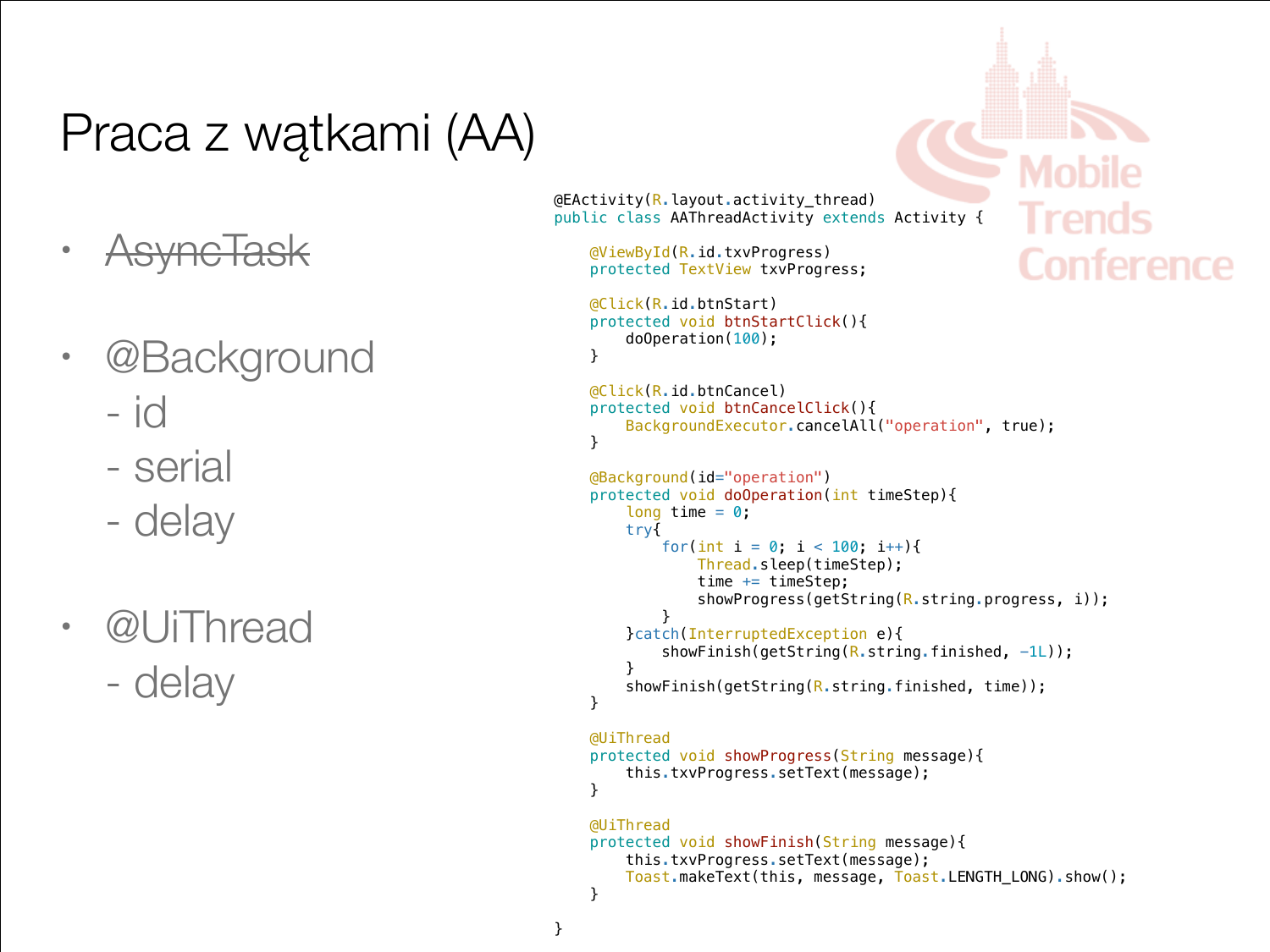# Praca z wątkami (AA)

- ~~AsyncTask~~

- @Background
  - id
  - serial
  - delay

- @UiThread
  - delay

```
@EActivity(R.layout.activity_thread)
public class AAThreadActivity extends Activity {

    @ViewById(R.id.txvProgress)
    protected TextView txvProgress;

    @Click(R.id.btnStart)
    protected void btnStartClick(){
        doOperation(100);
    }

    @Click(R.id.btnCancel)
    protected void btnCancelClick(){
        BackgroundExecutor.cancelAll("operation", true);
    }

    @Background(id="operation")
    protected void doOperation(int timeStep){
        long time = 0;
        try{
            for(int i = 0; i < 100; i++){
                Thread.sleep(timeStep);
                time += timeStep;
                showProgress(getString(R.string.progress, i));
            }
        }catch(InterruptedException e){
            showFinish(getString(R.string.finished, -1L));
        }
        showFinish(getString(R.string.finished, time));
    }

    @UiThread
    protected void showProgress(String message){
        this.txvProgress.setText(message);
    }

    @UiThread
    protected void showFinish(String message){
        this.txvProgress.setText(message);
        Toast.makeText(this, message, Toast.LENGTH_LONG).show();
    }

}
```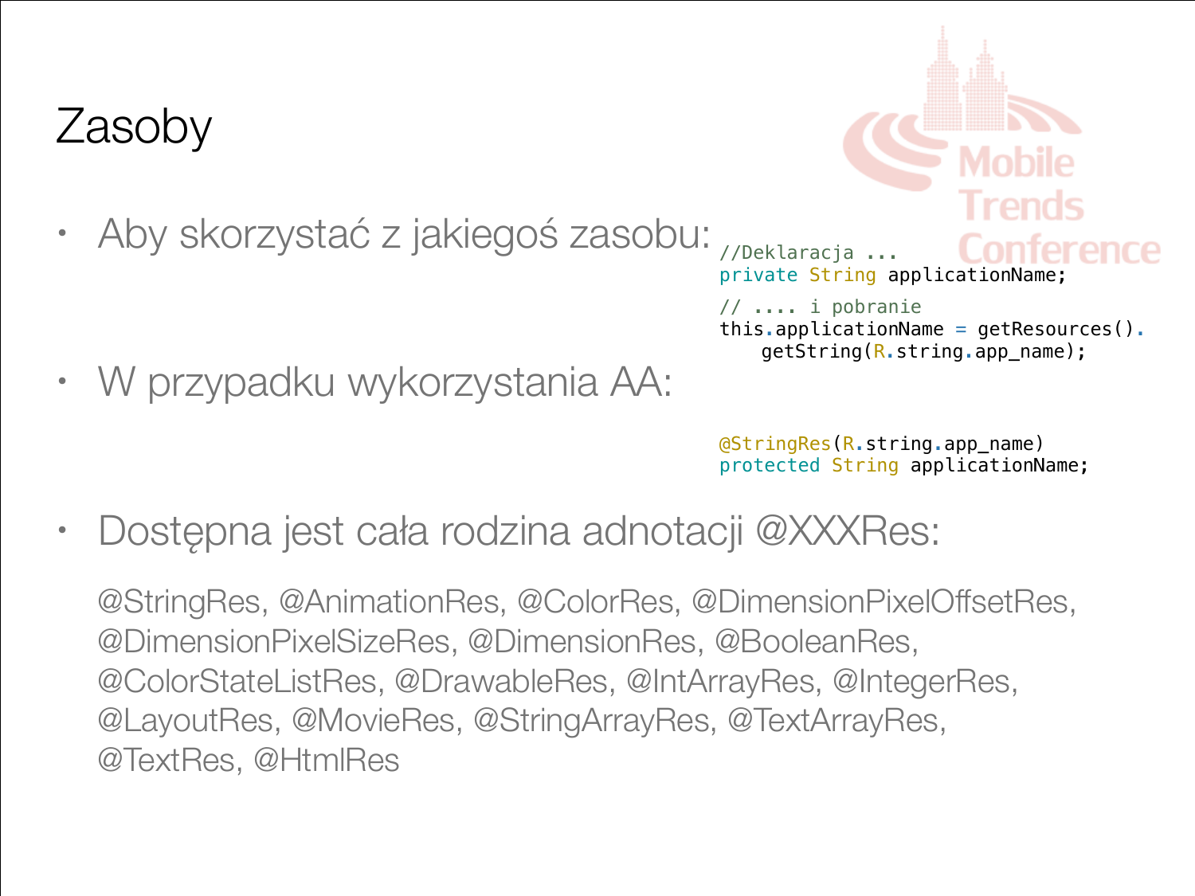# Zasoby

- Aby skorzystać z jakiegoś zasobu:

```java
//Deklaracja ...
private String applicationName;
// .... i pobranie
this.applicationName = getResources().
    getString(R.string.app_name);
```

- W przypadku wykorzystania AA:

```java
@StringRes(R.string.app_name)
protected String applicationName;
```

- Dostępna jest cała rodzina adnotacji @XXXRes:

  @StringRes, @AnimationRes, @ColorRes, @DimensionPixelOffsetRes, @DimensionPixelSizeRes, @DimensionRes, @BooleanRes, @ColorStateListRes, @DrawableRes, @IntArrayRes, @IntegerRes, @LayoutRes, @MovieRes, @StringArrayRes, @TextArrayRes, @TextRes, @HtmlRes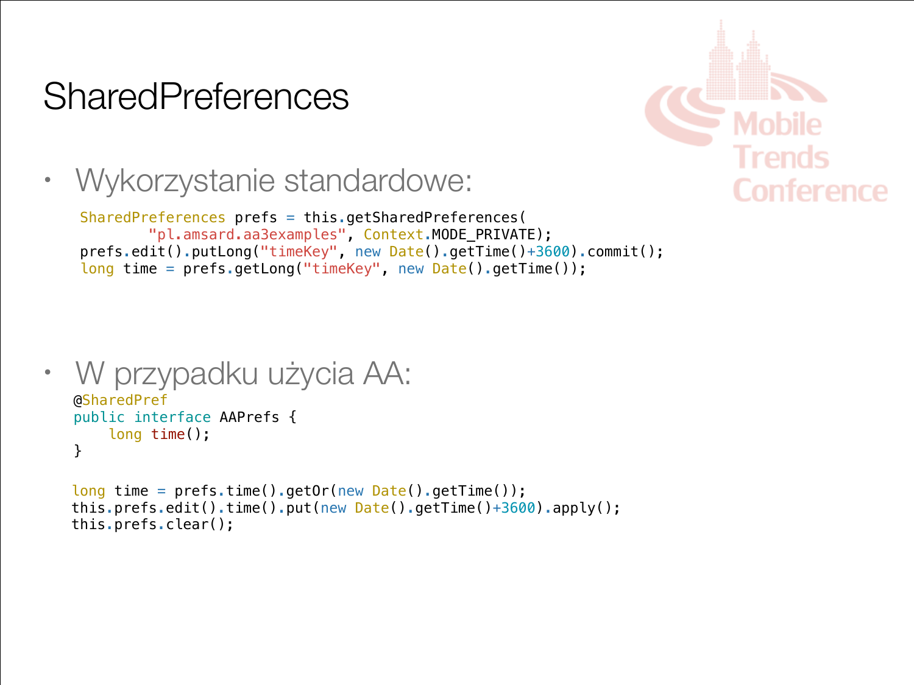# SharedPreferences

- Wykorzystanie standardowe:

```
SharedPreferences prefs = this.getSharedPreferences(
        "pl.amsard.aa3examples", Context.MODE_PRIVATE);
prefs.edit().putLong("timeKey", new Date().getTime()+3600).commit();
long time = prefs.getLong("timeKey", new Date().getTime());
```

- W przypadku użycia AA:

```
@SharedPref
public interface AAPrefs {
    long time();
}

long time = prefs.time().getOr(new Date().getTime());
this.prefs.edit().time().put(new Date().getTime()+3600).apply();
this.prefs.clear();
```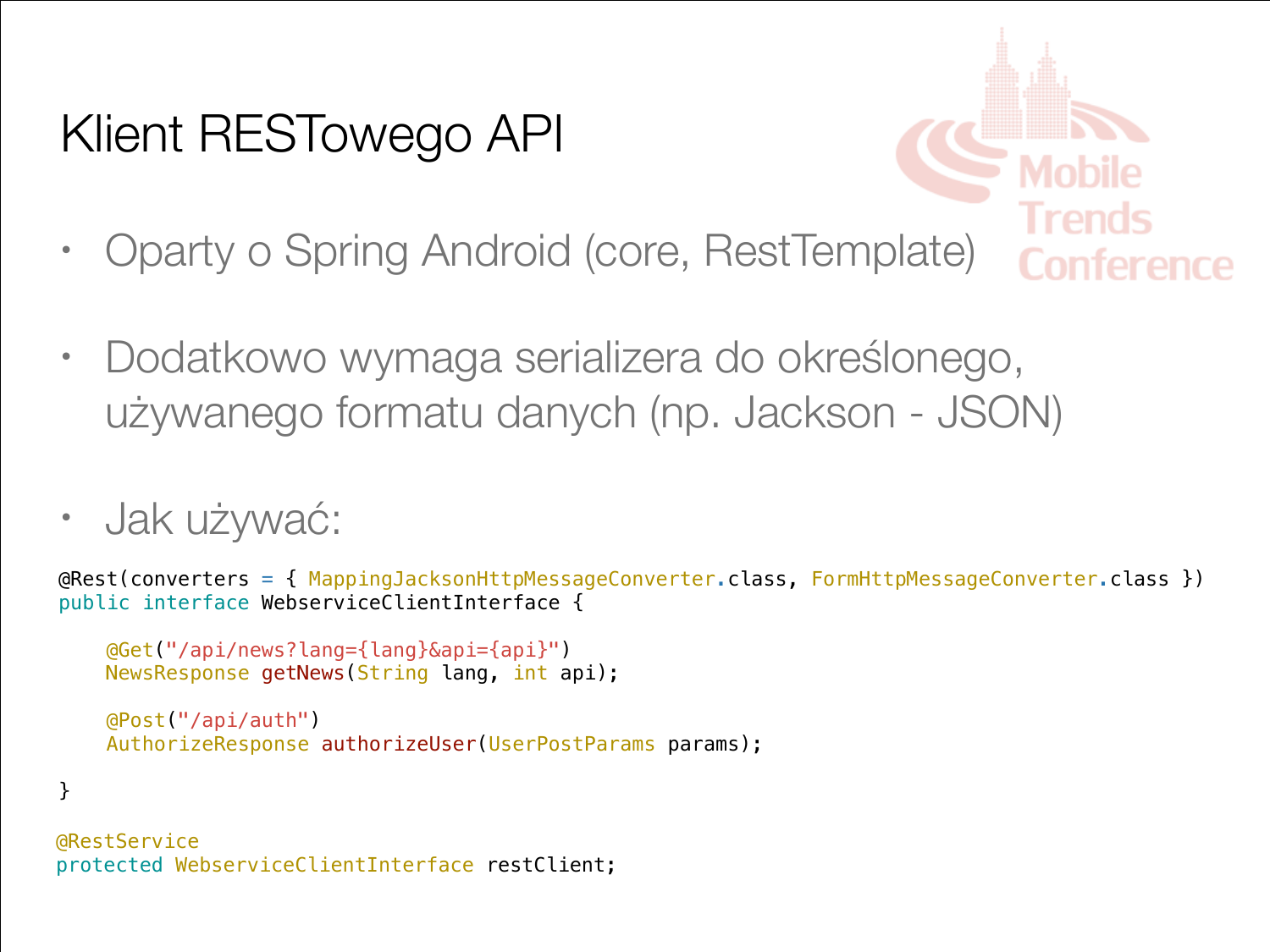# Klient RESTowego API

- Oparty o Spring Android (core, RestTemplate)
- Dodatkowo wymaga serializera do określonego, używanego formatu danych (np. Jackson - JSON)
- Jak używać:

```
@Rest(converters = { MappingJacksonHttpMessageConverter.class, FormHttpMessageConverter.class })
public interface WebserviceClientInterface {

    @Get("/api/news?lang={lang}&api={api}")
    NewsResponse getNews(String lang, int api);

    @Post("/api/auth")
    AuthorizeResponse authorizeUser(UserPostParams params);

}

@RestService
protected WebserviceClientInterface restClient;
```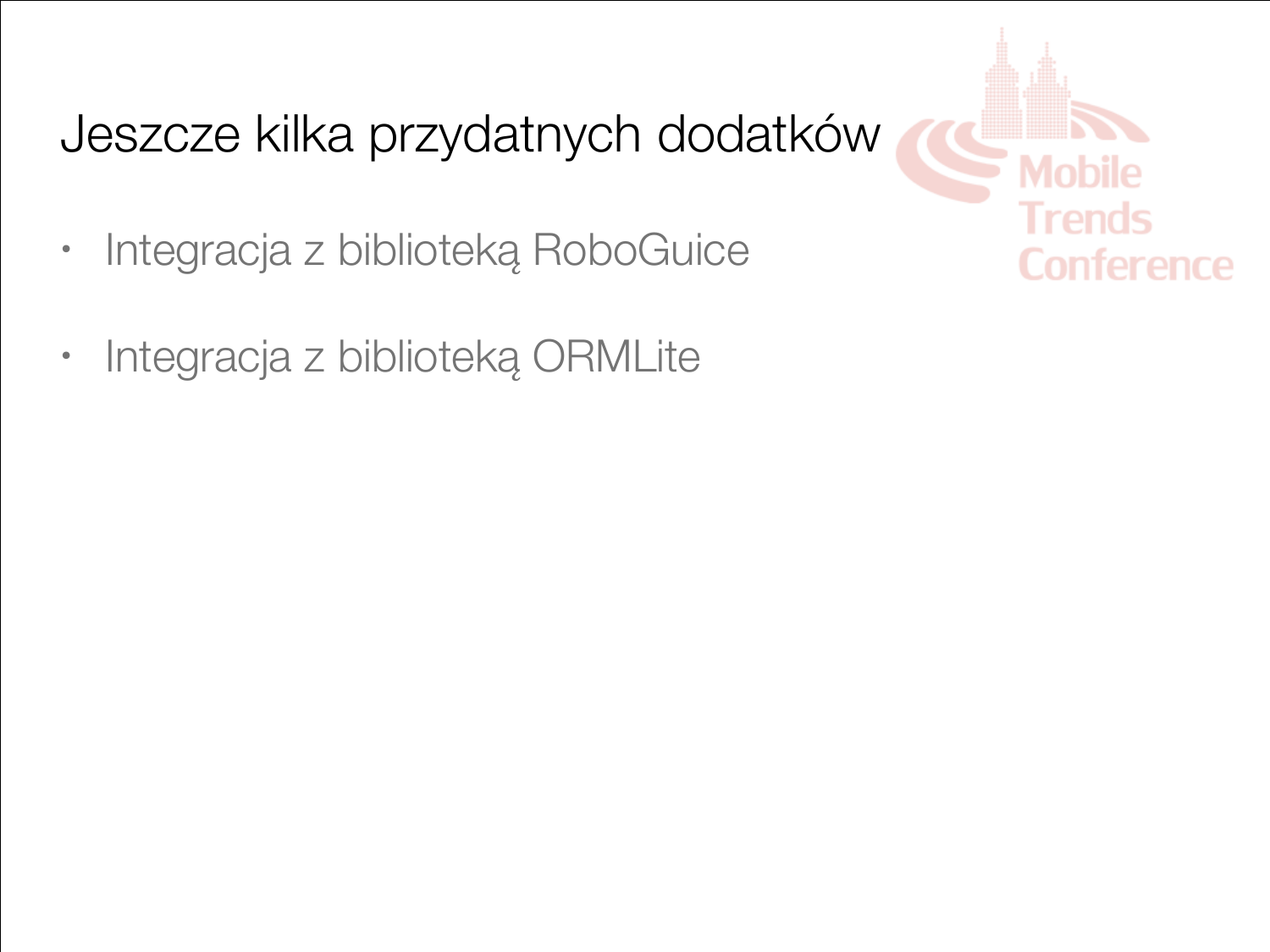# Jeszcze kilka przydatnych dodatków

- Integracja z biblioteką RoboGuice
- Integracja z biblioteką ORMLite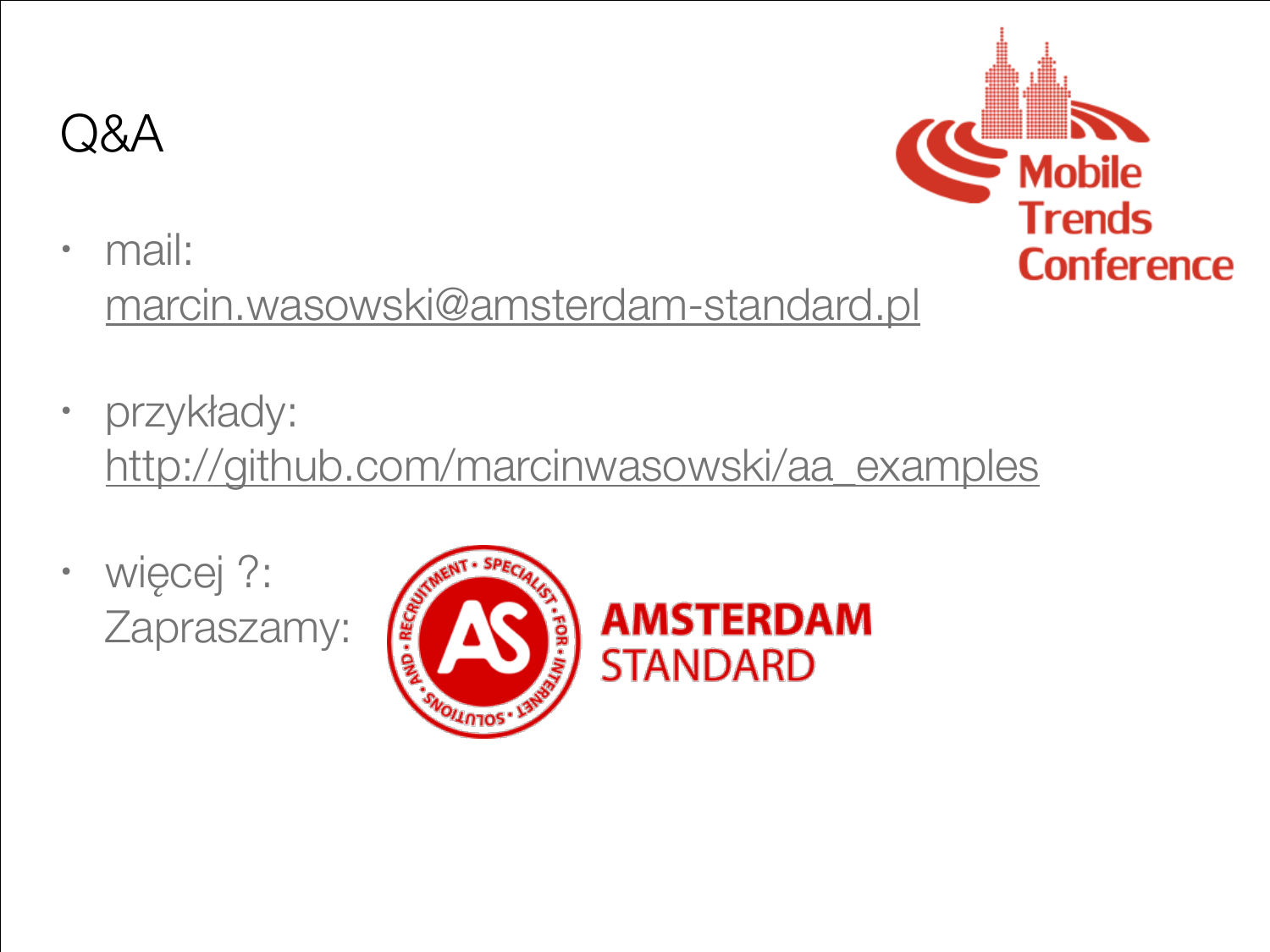# Q&A

- mail: marcin.wasowski@amsterdam-standard.pl
- przykłady: http://github.com/marcinwasowski/aa_examples
- więcej ?: Zapraszamy:

Mobile Trends Conference

AMSTERDAM STANDARD